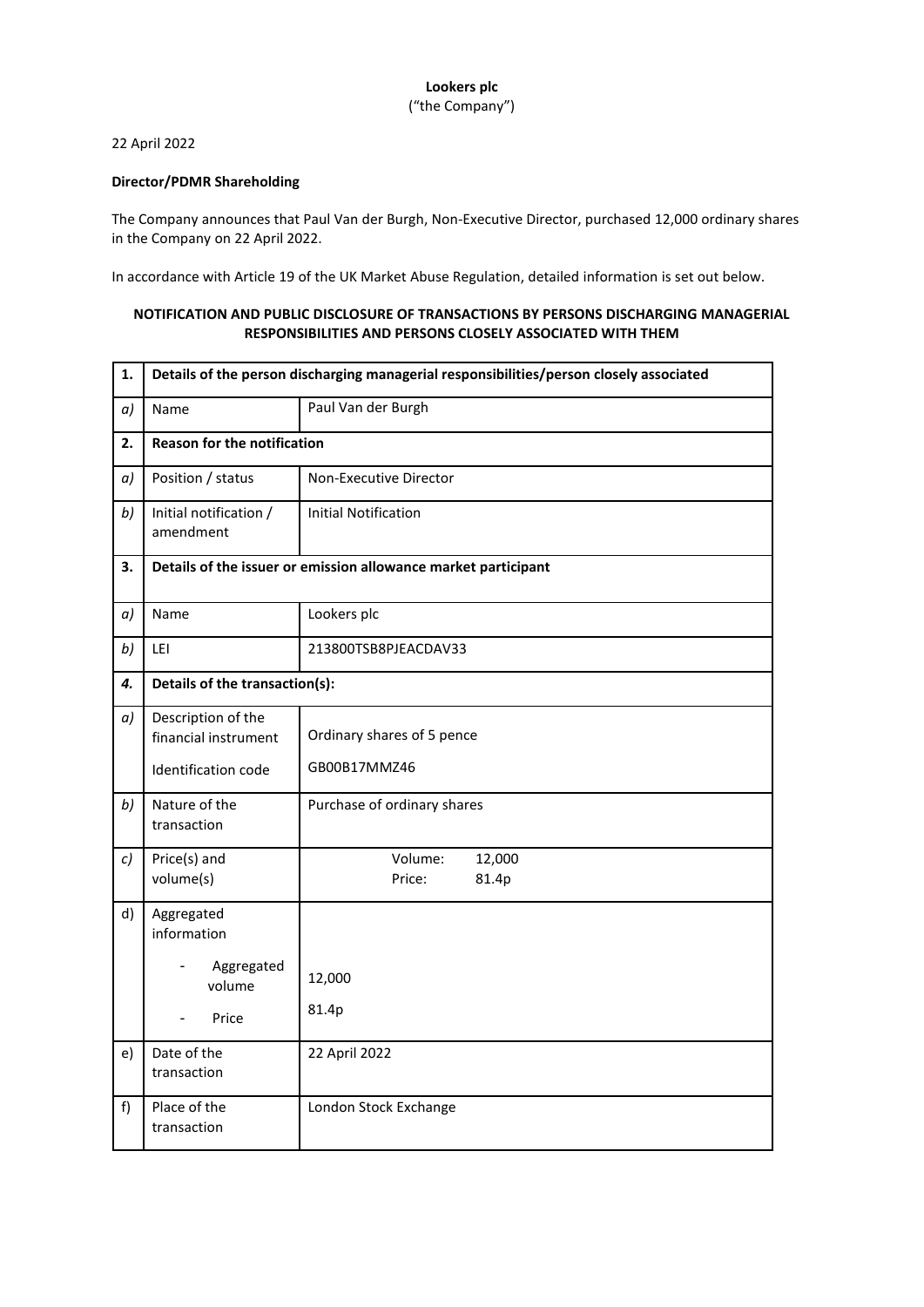**Lookers plc**
("the Company")

22 April 2022

**Director/PDMR Shareholding**

The Company announces that Paul Van der Burgh, Non-Executive Director, purchased 12,000 ordinary shares in the Company on 22 April 2022.

In accordance with Article 19 of the UK Market Abuse Regulation, detailed information is set out below.

**NOTIFICATION AND PUBLIC DISCLOSURE OF TRANSACTIONS BY PERSONS DISCHARGING MANAGERIAL RESPONSIBILITIES AND PERSONS CLOSELY ASSOCIATED WITH THEM**

| 1. | **Details of the person discharging managerial responsibilities/person closely associated** | |
|---|---|---|
| *a)* | Name | Paul Van der Burgh |
| **2.** | **Reason for the notification** | |
| *a)* | Position / status | Non-Executive Director |
| *b)* | Initial notification / amendment | Initial Notification |
| **3.** | **Details of the issuer or emission allowance market participant** | |
| *a)* | Name | Lookers plc |
| *b)* | LEI | 213800TSB8PJEACDAV33 |
| ***4.*** | **Details of the transaction(s):** | |
| *a)* | Description of the financial instrument<br>Identification code | Ordinary shares of 5 pence<br>GB00B17MMZ46 |
| *b)* | Nature of the transaction | Purchase of ordinary shares |
| *c)* | Price(s) and volume(s) | Volume: 12,000<br>Price: 81.4p |
| d) | Aggregated information<br>- Aggregated volume<br>- Price | <br>12,000<br>81.4p |
| e) | Date of the transaction | 22 April 2022 |
| f) | Place of the transaction | London Stock Exchange |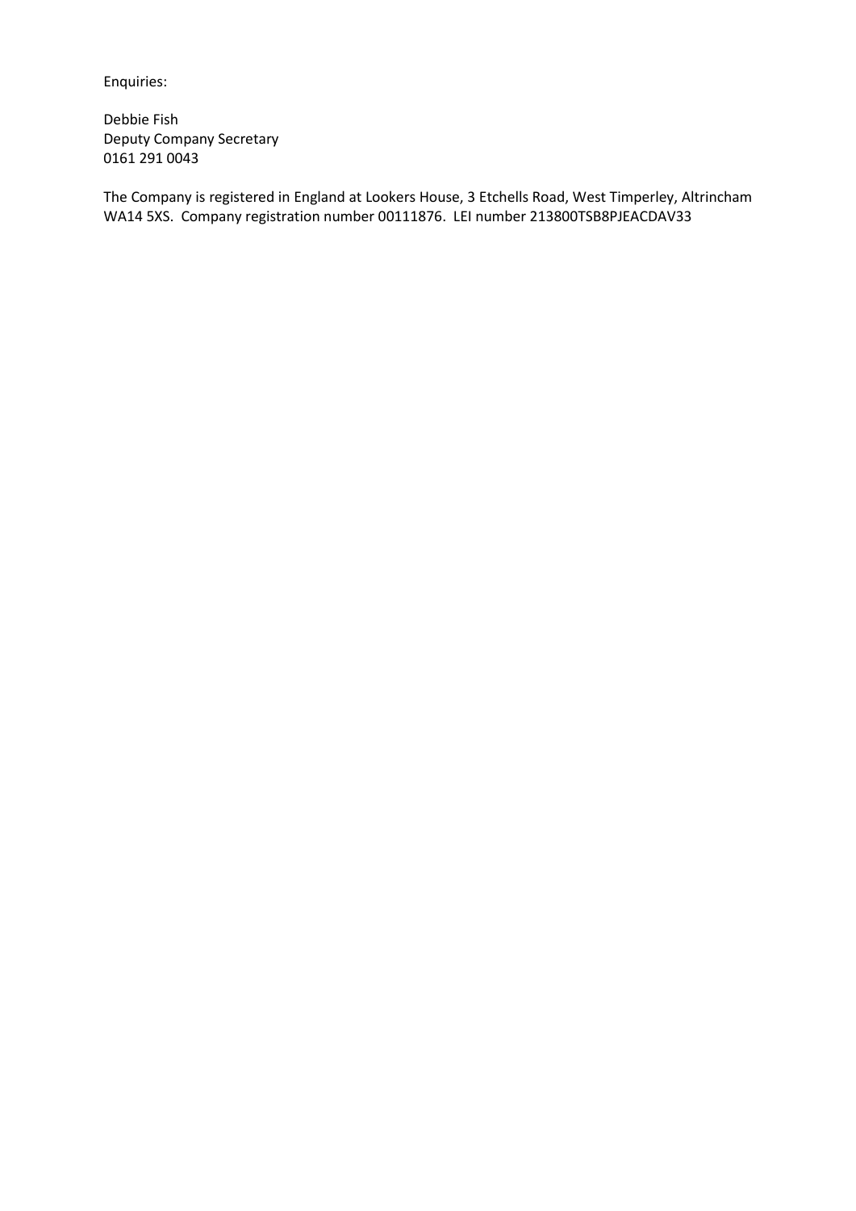Enquiries:

Debbie Fish
Deputy Company Secretary
0161 291 0043

The Company is registered in England at Lookers House, 3 Etchells Road, West Timperley, Altrincham WA14 5XS. Company registration number 00111876. LEI number 213800TSB8PJEACDAV33